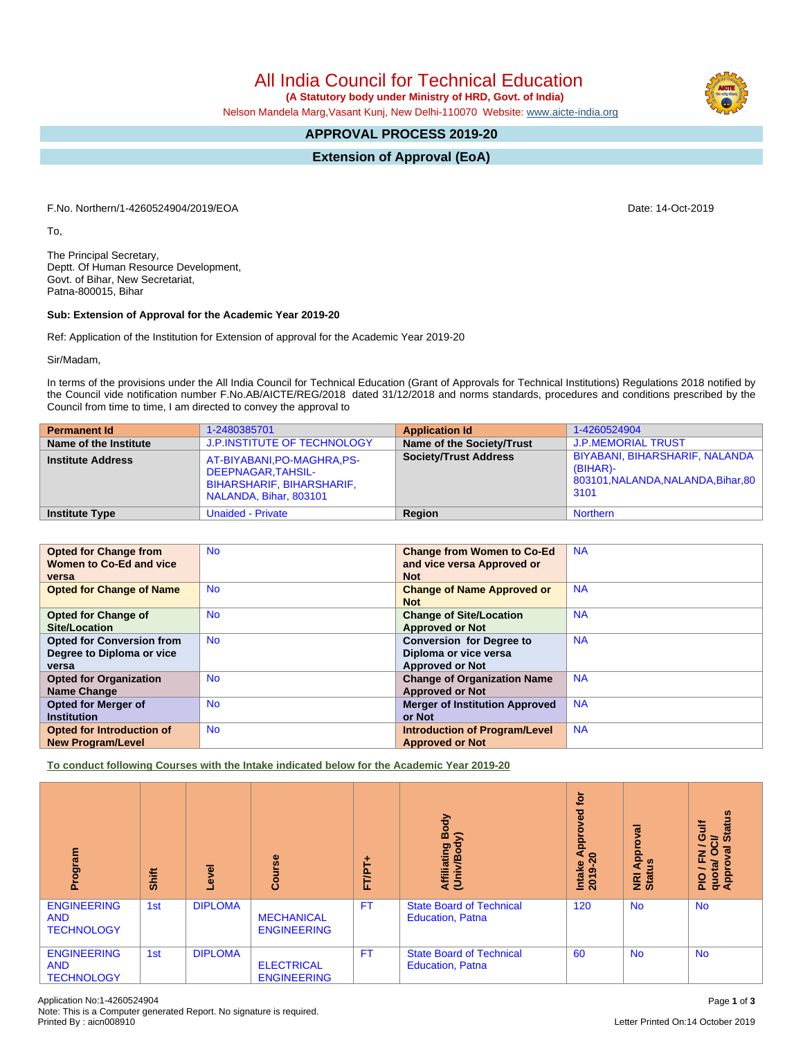# All India Council for Technical Education

**(A Statutory body under Ministry of HRD, Govt. of India)**

Nelson Mandela Marg,Vasant Kunj, New Delhi-110070 Website: www.aicte-india.org

## APPROVAL PROCESS 2019-20

## Extension of Approval (EoA)

F.No. Northern/1-4260524904/2019/EOA

Date: 14-Oct-2019

To,

The Principal Secretary,
Deptt. Of Human Resource Development,
Govt. of Bihar, New Secretariat,
Patna-800015, Bihar

**Sub: Extension of Approval for the Academic Year 2019-20**

Ref: Application of the Institution for Extension of approval for the Academic Year 2019-20

Sir/Madam,

In terms of the provisions under the All India Council for Technical Education (Grant of Approvals for Technical Institutions) Regulations 2018 notified by the Council vide notification number F.No.AB/AICTE/REG/2018 dated 31/12/2018 and norms standards, procedures and conditions prescribed by the Council from time to time, I am directed to convey the approval to

| | | | |
|---|---|---|---|
| **Permanent Id** | 1-2480385701 | **Application Id** | 1-4260524904 |
| **Name of the Institute** | J.P.INSTITUTE OF TECHNOLOGY | **Name of the Society/Trust** | J.P.MEMORIAL TRUST |
| **Institute Address** | AT-BIYABANI,PO-MAGHRA,PS-DEEPNAGAR,TAHSIL-BIHARSHARIF, BIHARSHARIF, NALANDA, Bihar, 803101 | **Society/Trust Address** | BIYABANI, BIHARSHARIF, NALANDA (BIHAR)-803101,NALANDA,NALANDA,Bihar,803101 |
| **Institute Type** | Unaided - Private | **Region** | Northern |

| | | | |
|---|---|---|---|
| **Opted for Change from Women to Co-Ed and vice versa** | No | **Change from Women to Co-Ed and vice versa Approved or Not** | NA |
| **Opted for Change of Name** | No | **Change of Name Approved or Not** | NA |
| **Opted for Change of Site/Location** | No | **Change of Site/Location Approved or Not** | NA |
| **Opted for Conversion from Degree to Diploma or vice versa** | No | **Conversion for Degree to Diploma or vice versa Approved or Not** | NA |
| **Opted for Organization Name Change** | No | **Change of Organization Name Approved or Not** | NA |
| **Opted for Merger of Institution** | No | **Merger of Institution Approved or Not** | NA |
| **Opted for Introduction of New Program/Level** | No | **Introduction of Program/Level Approved or Not** | NA |

**To conduct following Courses with the Intake indicated below for the Academic Year 2019-20**

| Program | Shift | Level | Course | FT/PT+ | Affiliating Body (Univ/Body) | Intake Approved for 2019-20 | NRI Approval Status | PIO / FN / Gulf quota/ OCI/ Approval Status |
|---|---|---|---|---|---|---|---|---|
| ENGINEERING AND TECHNOLOGY | 1st | DIPLOMA | MECHANICAL ENGINEERING | FT | State Board of Technical Education, Patna | 120 | No | No |
| ENGINEERING AND TECHNOLOGY | 1st | DIPLOMA | ELECTRICAL ENGINEERING | FT | State Board of Technical Education, Patna | 60 | No | No |

Application No:1-4260524904
Note: This is a Computer generated Report. No signature is required.
Printed By : aicn008910

Letter Printed On:14 October 2019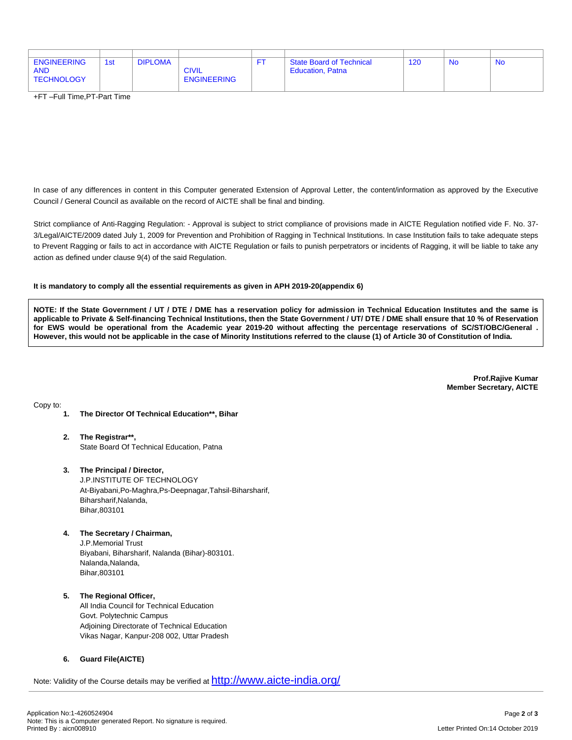| | | | | | | | | |
|---|---|---|---|---|---|---|---|---|
| ENGINEERING AND TECHNOLOGY | 1st | DIPLOMA | CIVIL ENGINEERING | FT | State Board of Technical Education, Patna | 120 | No | No |

+FT –Full Time,PT-Part Time

In case of any differences in content in this Computer generated Extension of Approval Letter, the content/information as approved by the Executive Council / General Council as available on the record of AICTE shall be final and binding.

Strict compliance of Anti-Ragging Regulation: - Approval is subject to strict compliance of provisions made in AICTE Regulation notified vide F. No. 37-3/Legal/AICTE/2009 dated July 1, 2009 for Prevention and Prohibition of Ragging in Technical Institutions. In case Institution fails to take adequate steps to Prevent Ragging or fails to act in accordance with AICTE Regulation or fails to punish perpetrators or incidents of Ragging, it will be liable to take any action as defined under clause 9(4) of the said Regulation.

**It is mandatory to comply all the essential requirements as given in APH 2019-20(appendix 6)**

**NOTE: If the State Government / UT / DTE / DME has a reservation policy for admission in Technical Education Institutes and the same is applicable to Private & Self-financing Technical Institutions, then the State Government / UT/ DTE / DME shall ensure that 10 % of Reservation for EWS would be operational from the Academic year 2019-20 without affecting the percentage reservations of SC/ST/OBC/General . However, this would not be applicable in the case of Minority Institutions referred to the clause (1) of Article 30 of Constitution of India.**

**Prof.Rajive Kumar**
**Member Secretary, AICTE**

Copy to:

1. **The Director Of Technical Education\*\*, Bihar**

2. **The Registrar\*\*,**
   State Board Of Technical Education, Patna

3. **The Principal / Director,**
   J.P.INSTITUTE OF TECHNOLOGY
   At-Biyabani,Po-Maghra,Ps-Deepnagar,Tahsil-Biharsharif,
   Biharsharif,Nalanda,
   Bihar,803101

4. **The Secretary / Chairman,**
   J.P.Memorial Trust
   Biyabani, Biharsharif, Nalanda (Bihar)-803101.
   Nalanda,Nalanda,
   Bihar,803101

5. **The Regional Officer,**
   All India Council for Technical Education
   Govt. Polytechnic Campus
   Adjoining Directorate of Technical Education
   Vikas Nagar, Kanpur-208 002, Uttar Pradesh

6. **Guard File(AICTE)**

Note: Validity of the Course details may be verified at http://www.aicte-india.org/

Application No:1-4260524904
Note: This is a Computer generated Report. No signature is required.
Printed By : aicn008910

Letter Printed On:14 October 2019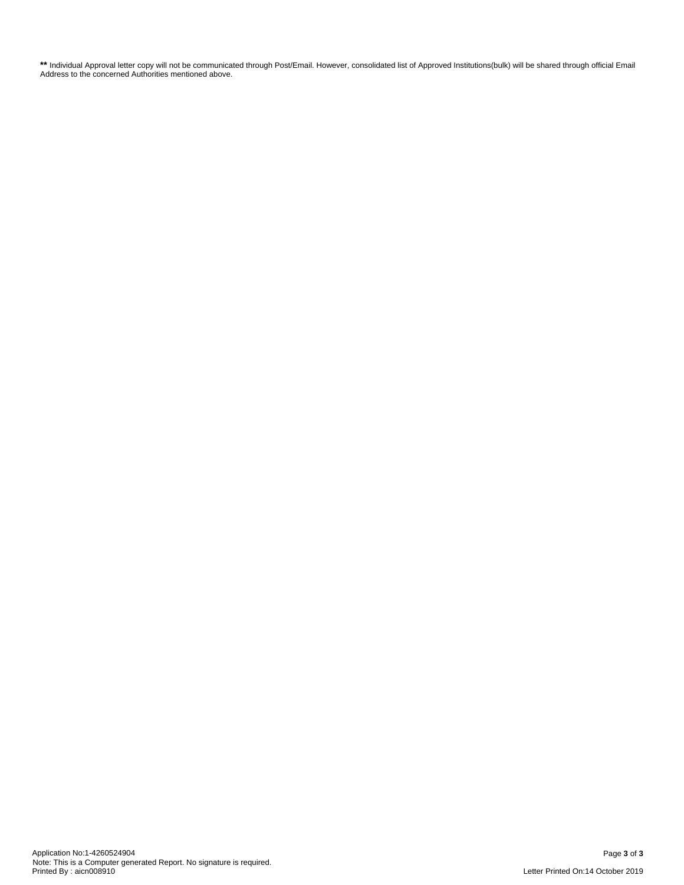**** Individual Approval letter copy will not be communicated through Post/Email. However, consolidated list of Approved Institutions(bulk) will be shared through official Email Address to the concerned Authorities mentioned above.